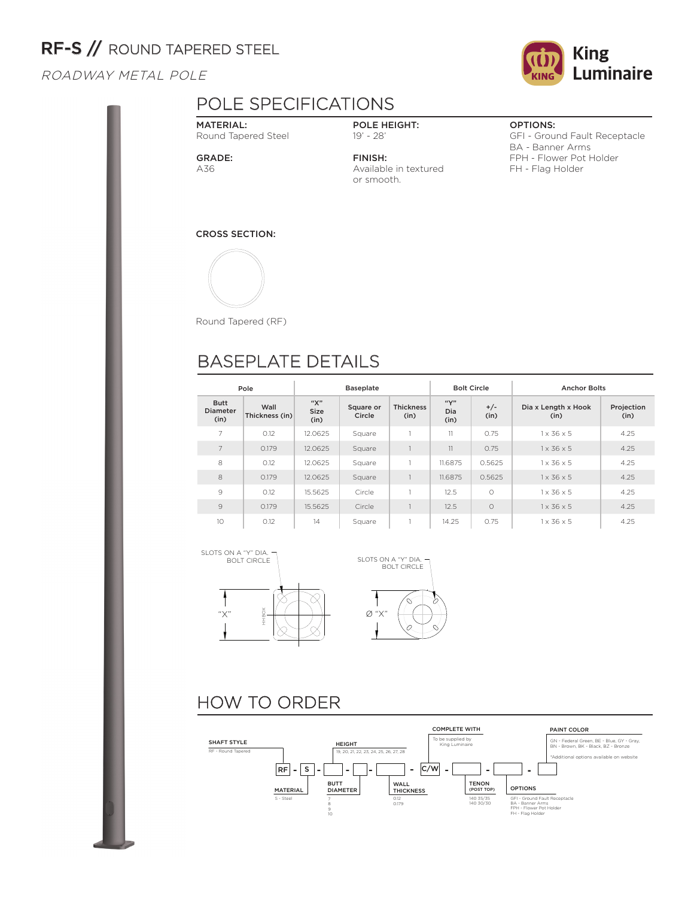# RF-S // ROUND TAPERED STEEL

*ROADWAY METAL POLE*

King Luminaire

## POLE SPECIFICATIONS

**MATERIAL:**
Round Tapered Steel

**GRADE:**
A36

**POLE HEIGHT:**
19' - 28'

**FINISH:**
Available in textured or smooth.

**OPTIONS:**
GFI - Ground Fault Receptacle
BA - Banner Arms
FPH - Flower Pot Holder
FH - Flag Holder

**CROSS SECTION:**

Round Tapered (RF)

## BASEPLATE DETAILS

| Pole | | Baseplate | | | Bolt Circle | | Anchor Bolts | |
|---|---|---|---|---|---|---|---|---|
| Butt Diameter (in) | Wall Thickness (in) | "X" Size (in) | Square or Circle | Thickness (in) | "Y" Dia (in) | +/- (in) | Dia x Length x Hook (in) | Projection (in) |
| 7 | 0.12 | 12.0625 | Square | 1 | 11 | 0.75 | 1 x 36 x 5 | 4.25 |
| 7 | 0.179 | 12.0625 | Square | 1 | 11 | 0.75 | 1 x 36 x 5 | 4.25 |
| 8 | 0.12 | 12.0625 | Square | 1 | 11.6875 | 0.5625 | 1 x 36 x 5 | 4.25 |
| 8 | 0.179 | 12.0625 | Square | 1 | 11.6875 | 0.5625 | 1 x 36 x 5 | 4.25 |
| 9 | 0.12 | 15.5625 | Circle | 1 | 12.5 | 0 | 1 x 36 x 5 | 4.25 |
| 9 | 0.179 | 15.5625 | Circle | 1 | 12.5 | 0 | 1 x 36 x 5 | 4.25 |
| 10 | 0.12 | 14 | Square | 1 | 14.25 | 0.75 | 1 x 36 x 5 | 4.25 |

SLOTS ON A "Y" DIA. BOLT CIRCLE

"X"

HH BOX

SLOTS ON A "Y" DIA. BOLT CIRCLE

Ø "X"

## HOW TO ORDER

RF - S - [ ] - [ ] - [ ] - C/W - [ ] - [ ] - [ ]

**SHAFT STYLE**
RF - Round Tapered

**MATERIAL**
S - Steel

**HEIGHT**
19, 20, 21, 22, 23, 24, 25, 26, 27, 28

**BUTT DIAMETER**
7
8
9
10

**WALL THICKNESS**
0.12
0.179

**COMPLETE WITH**
To be supplied by King Luminaire

**TENON (POST TOP)**
140 35/35
140 30/30

**OPTIONS**
GFI - Ground Fault Receptacle
BA - Banner Arms
FPH - Flower Pot Holder
FH - Flag Holder

**PAINT COLOR**
GN - Federal Green, BE - Blue, GY - Gray, BN - Brown, BK - Black, BZ - Bronze

*Additional options available on website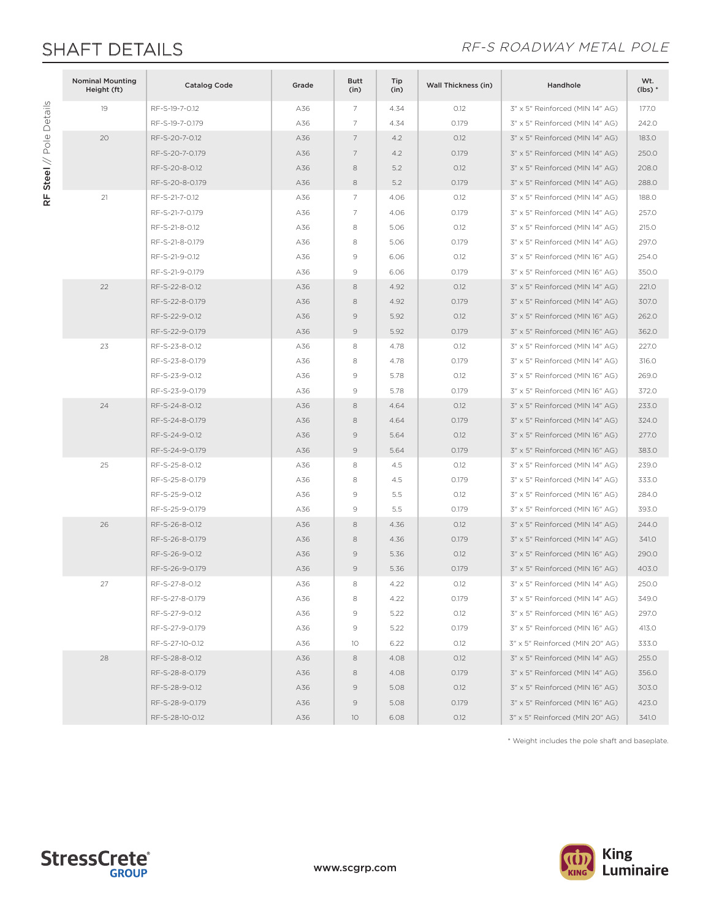# SHAFT DETAILS

*RF-S ROADWAY METAL POLE*

| Nominal Mounting Height (ft) | Catalog Code | Grade | Butt (in) | Tip (in) | Wall Thickness (in) | Handhole | Wt. (lbs) * |
|---|---|---|---|---|---|---|---|
| 19 | RF-S-19-7-0.12 | A36 | 7 | 4.34 | 0.12 | 3" x 5" Reinforced (MIN 14" AG) | 177.0 |
| | RF-S-19-7-0.179 | A36 | 7 | 4.34 | 0.179 | 3" x 5" Reinforced (MIN 14" AG) | 242.0 |
| 20 | RF-S-20-7-0.12 | A36 | 7 | 4.2 | 0.12 | 3" x 5" Reinforced (MIN 14" AG) | 183.0 |
| | RF-S-20-7-0.179 | A36 | 7 | 4.2 | 0.179 | 3" x 5" Reinforced (MIN 14" AG) | 250.0 |
| | RF-S-20-8-0.12 | A36 | 8 | 5.2 | 0.12 | 3" x 5" Reinforced (MIN 14" AG) | 208.0 |
| | RF-S-20-8-0.179 | A36 | 8 | 5.2 | 0.179 | 3" x 5" Reinforced (MIN 14" AG) | 288.0 |
| 21 | RF-S-21-7-0.12 | A36 | 7 | 4.06 | 0.12 | 3" x 5" Reinforced (MIN 14" AG) | 188.0 |
| | RF-S-21-7-0.179 | A36 | 7 | 4.06 | 0.179 | 3" x 5" Reinforced (MIN 14" AG) | 257.0 |
| | RF-S-21-8-0.12 | A36 | 8 | 5.06 | 0.12 | 3" x 5" Reinforced (MIN 14" AG) | 215.0 |
| | RF-S-21-8-0.179 | A36 | 8 | 5.06 | 0.179 | 3" x 5" Reinforced (MIN 14" AG) | 297.0 |
| | RF-S-21-9-0.12 | A36 | 9 | 6.06 | 0.12 | 3" x 5" Reinforced (MIN 16" AG) | 254.0 |
| | RF-S-21-9-0.179 | A36 | 9 | 6.06 | 0.179 | 3" x 5" Reinforced (MIN 16" AG) | 350.0 |
| 22 | RF-S-22-8-0.12 | A36 | 8 | 4.92 | 0.12 | 3" x 5" Reinforced (MIN 14" AG) | 221.0 |
| | RF-S-22-8-0.179 | A36 | 8 | 4.92 | 0.179 | 3" x 5" Reinforced (MIN 14" AG) | 307.0 |
| | RF-S-22-9-0.12 | A36 | 9 | 5.92 | 0.12 | 3" x 5" Reinforced (MIN 16" AG) | 262.0 |
| | RF-S-22-9-0.179 | A36 | 9 | 5.92 | 0.179 | 3" x 5" Reinforced (MIN 16" AG) | 362.0 |
| 23 | RF-S-23-8-0.12 | A36 | 8 | 4.78 | 0.12 | 3" x 5" Reinforced (MIN 14" AG) | 227.0 |
| | RF-S-23-8-0.179 | A36 | 8 | 4.78 | 0.179 | 3" x 5" Reinforced (MIN 14" AG) | 316.0 |
| | RF-S-23-9-0.12 | A36 | 9 | 5.78 | 0.12 | 3" x 5" Reinforced (MIN 16" AG) | 269.0 |
| | RF-S-23-9-0.179 | A36 | 9 | 5.78 | 0.179 | 3" x 5" Reinforced (MIN 16" AG) | 372.0 |
| 24 | RF-S-24-8-0.12 | A36 | 8 | 4.64 | 0.12 | 3" x 5" Reinforced (MIN 14" AG) | 233.0 |
| | RF-S-24-8-0.179 | A36 | 8 | 4.64 | 0.179 | 3" x 5" Reinforced (MIN 14" AG) | 324.0 |
| | RF-S-24-9-0.12 | A36 | 9 | 5.64 | 0.12 | 3" x 5" Reinforced (MIN 16" AG) | 277.0 |
| | RF-S-24-9-0.179 | A36 | 9 | 5.64 | 0.179 | 3" x 5" Reinforced (MIN 16" AG) | 383.0 |
| 25 | RF-S-25-8-0.12 | A36 | 8 | 4.5 | 0.12 | 3" x 5" Reinforced (MIN 14" AG) | 239.0 |
| | RF-S-25-8-0.179 | A36 | 8 | 4.5 | 0.179 | 3" x 5" Reinforced (MIN 14" AG) | 333.0 |
| | RF-S-25-9-0.12 | A36 | 9 | 5.5 | 0.12 | 3" x 5" Reinforced (MIN 16" AG) | 284.0 |
| | RF-S-25-9-0.179 | A36 | 9 | 5.5 | 0.179 | 3" x 5" Reinforced (MIN 16" AG) | 393.0 |
| 26 | RF-S-26-8-0.12 | A36 | 8 | 4.36 | 0.12 | 3" x 5" Reinforced (MIN 14" AG) | 244.0 |
| | RF-S-26-8-0.179 | A36 | 8 | 4.36 | 0.179 | 3" x 5" Reinforced (MIN 14" AG) | 341.0 |
| | RF-S-26-9-0.12 | A36 | 9 | 5.36 | 0.12 | 3" x 5" Reinforced (MIN 16" AG) | 290.0 |
| | RF-S-26-9-0.179 | A36 | 9 | 5.36 | 0.179 | 3" x 5" Reinforced (MIN 16" AG) | 403.0 |
| 27 | RF-S-27-8-0.12 | A36 | 8 | 4.22 | 0.12 | 3" x 5" Reinforced (MIN 14" AG) | 250.0 |
| | RF-S-27-8-0.179 | A36 | 8 | 4.22 | 0.179 | 3" x 5" Reinforced (MIN 14" AG) | 349.0 |
| | RF-S-27-9-0.12 | A36 | 9 | 5.22 | 0.12 | 3" x 5" Reinforced (MIN 16" AG) | 297.0 |
| | RF-S-27-9-0.179 | A36 | 9 | 5.22 | 0.179 | 3" x 5" Reinforced (MIN 16" AG) | 413.0 |
| | RF-S-27-10-0.12 | A36 | 10 | 6.22 | 0.12 | 3" x 5" Reinforced (MIN 20" AG) | 333.0 |
| 28 | RF-S-28-8-0.12 | A36 | 8 | 4.08 | 0.12 | 3" x 5" Reinforced (MIN 14" AG) | 255.0 |
| | RF-S-28-8-0.179 | A36 | 8 | 4.08 | 0.179 | 3" x 5" Reinforced (MIN 14" AG) | 356.0 |
| | RF-S-28-9-0.12 | A36 | 9 | 5.08 | 0.12 | 3" x 5" Reinforced (MIN 16" AG) | 303.0 |
| | RF-S-28-9-0.179 | A36 | 9 | 5.08 | 0.179 | 3" x 5" Reinforced (MIN 16" AG) | 423.0 |
| | RF-S-28-10-0.12 | A36 | 10 | 6.08 | 0.12 | 3" x 5" Reinforced (MIN 20" AG) | 341.0 |

\* Weight includes the pole shaft and baseplate.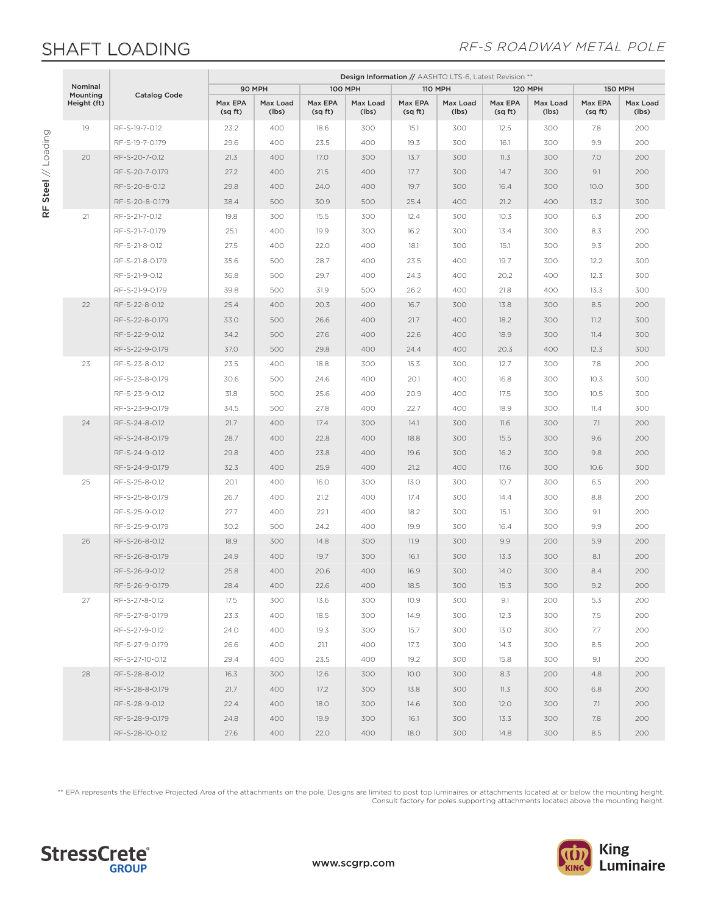# SHAFT LOADING

*RF-S ROADWAY METAL POLE*

**RF Steel // Loading**

| Nominal Mounting Height (ft) | Catalog Code | **Design Information //** AASHTO LTS-6, Latest Revision ** | | | | | | | | | |
|---|---|---|---|---|---|---|---|---|---|---|---|
| | | 90 MPH | | 100 MPH | | 110 MPH | | 120 MPH | | 150 MPH | |
| | | Max EPA (sq ft) | Max Load (lbs) | Max EPA (sq ft) | Max Load (lbs) | Max EPA (sq ft) | Max Load (lbs) | Max EPA (sq ft) | Max Load (lbs) | Max EPA (sq ft) | Max Load (lbs) |
| 19 | RF-S-19-7-0.12 | 23.2 | 400 | 18.6 | 300 | 15.1 | 300 | 12.5 | 300 | 7.8 | 200 |
| | RF-S-19-7-0.179 | 29.6 | 400 | 23.5 | 400 | 19.3 | 300 | 16.1 | 300 | 9.9 | 200 |
| 20 | RF-S-20-7-0.12 | 21.3 | 400 | 17.0 | 300 | 13.7 | 300 | 11.3 | 300 | 7.0 | 200 |
| | RF-S-20-7-0.179 | 27.2 | 400 | 21.5 | 400 | 17.7 | 300 | 14.7 | 300 | 9.1 | 200 |
| | RF-S-20-8-0.12 | 29.8 | 400 | 24.0 | 400 | 19.7 | 300 | 16.4 | 300 | 10.0 | 300 |
| | RF-S-20-8-0.179 | 38.4 | 500 | 30.9 | 500 | 25.4 | 400 | 21.2 | 400 | 13.2 | 300 |
| 21 | RF-S-21-7-0.12 | 19.8 | 300 | 15.5 | 300 | 12.4 | 300 | 10.3 | 300 | 6.3 | 200 |
| | RF-S-21-7-0.179 | 25.1 | 400 | 19.9 | 300 | 16.2 | 300 | 13.4 | 300 | 8.3 | 200 |
| | RF-S-21-8-0.12 | 27.5 | 400 | 22.0 | 400 | 18.1 | 300 | 15.1 | 300 | 9.3 | 200 |
| | RF-S-21-8-0.179 | 35.6 | 500 | 28.7 | 400 | 23.5 | 400 | 19.7 | 300 | 12.2 | 300 |
| | RF-S-21-9-0.12 | 36.8 | 500 | 29.7 | 400 | 24.3 | 400 | 20.2 | 400 | 12.3 | 300 |
| | RF-S-21-9-0.179 | 39.8 | 500 | 31.9 | 500 | 26.2 | 400 | 21.8 | 400 | 13.3 | 300 |
| 22 | RF-S-22-8-0.12 | 25.4 | 400 | 20.3 | 400 | 16.7 | 300 | 13.8 | 300 | 8.5 | 200 |
| | RF-S-22-8-0.179 | 33.0 | 500 | 26.6 | 400 | 21.7 | 400 | 18.2 | 300 | 11.2 | 300 |
| | RF-S-22-9-0.12 | 34.2 | 500 | 27.6 | 400 | 22.6 | 400 | 18.9 | 300 | 11.4 | 300 |
| | RF-S-22-9-0.179 | 37.0 | 500 | 29.8 | 400 | 24.4 | 400 | 20.3 | 400 | 12.3 | 300 |
| 23 | RF-S-23-8-0.12 | 23.5 | 400 | 18.8 | 300 | 15.3 | 300 | 12.7 | 300 | 7.8 | 200 |
| | RF-S-23-8-0.179 | 30.6 | 500 | 24.6 | 400 | 20.1 | 400 | 16.8 | 300 | 10.3 | 300 |
| | RF-S-23-9-0.12 | 31.8 | 500 | 25.6 | 400 | 20.9 | 400 | 17.5 | 300 | 10.5 | 300 |
| | RF-S-23-9-0.179 | 34.5 | 500 | 27.8 | 400 | 22.7 | 400 | 18.9 | 300 | 11.4 | 300 |
| 24 | RF-S-24-8-0.12 | 21.7 | 400 | 17.4 | 300 | 14.1 | 300 | 11.6 | 300 | 7.1 | 200 |
| | RF-S-24-8-0.179 | 28.7 | 400 | 22.8 | 400 | 18.8 | 300 | 15.5 | 300 | 9.6 | 200 |
| | RF-S-24-9-0.12 | 29.8 | 400 | 23.8 | 400 | 19.6 | 300 | 16.2 | 300 | 9.8 | 200 |
| | RF-S-24-9-0.179 | 32.3 | 400 | 25.9 | 400 | 21.2 | 400 | 17.6 | 300 | 10.6 | 300 |
| 25 | RF-S-25-8-0.12 | 20.1 | 400 | 16.0 | 300 | 13.0 | 300 | 10.7 | 300 | 6.5 | 200 |
| | RF-S-25-8-0.179 | 26.7 | 400 | 21.2 | 400 | 17.4 | 300 | 14.4 | 300 | 8.8 | 200 |
| | RF-S-25-9-0.12 | 27.7 | 400 | 22.1 | 400 | 18.2 | 300 | 15.1 | 300 | 9.1 | 200 |
| | RF-S-25-9-0.179 | 30.2 | 500 | 24.2 | 400 | 19.9 | 300 | 16.4 | 300 | 9.9 | 200 |
| 26 | RF-S-26-8-0.12 | 18.9 | 300 | 14.8 | 300 | 11.9 | 300 | 9.9 | 200 | 5.9 | 200 |
| | RF-S-26-8-0.179 | 24.9 | 400 | 19.7 | 300 | 16.1 | 300 | 13.3 | 300 | 8.1 | 200 |
| | RF-S-26-9-0.12 | 25.8 | 400 | 20.6 | 400 | 16.9 | 300 | 14.0 | 300 | 8.4 | 200 |
| | RF-S-26-9-0.179 | 28.4 | 400 | 22.6 | 400 | 18.5 | 300 | 15.3 | 300 | 9.2 | 200 |
| 27 | RF-S-27-8-0.12 | 17.5 | 300 | 13.6 | 300 | 10.9 | 300 | 9.1 | 200 | 5.3 | 200 |
| | RF-S-27-8-0.179 | 23.3 | 400 | 18.5 | 300 | 14.9 | 300 | 12.3 | 300 | 7.5 | 200 |
| | RF-S-27-9-0.12 | 24.0 | 400 | 19.3 | 300 | 15.7 | 300 | 13.0 | 300 | 7.7 | 200 |
| | RF-S-27-9-0.179 | 26.6 | 400 | 21.1 | 400 | 17.3 | 300 | 14.3 | 300 | 8.5 | 200 |
| | RF-S-27-10-0.12 | 29.4 | 400 | 23.5 | 400 | 19.2 | 300 | 15.8 | 300 | 9.1 | 200 |
| 28 | RF-S-28-8-0.12 | 16.3 | 300 | 12.6 | 300 | 10.0 | 300 | 8.3 | 200 | 4.8 | 200 |
| | RF-S-28-8-0.179 | 21.7 | 400 | 17.2 | 300 | 13.8 | 300 | 11.3 | 300 | 6.8 | 200 |
| | RF-S-28-9-0.12 | 22.4 | 400 | 18.0 | 300 | 14.6 | 300 | 12.0 | 300 | 7.1 | 200 |
| | RF-S-28-9-0.179 | 24.8 | 400 | 19.9 | 300 | 16.1 | 300 | 13.3 | 300 | 7.8 | 200 |
| | RF-S-28-10-0.12 | 27.6 | 400 | 22.0 | 400 | 18.0 | 300 | 14.8 | 300 | 8.5 | 200 |

** EPA represents the Effective Projected Area of the attachments on the pole. Designs are limited to post top luminaires or attachments located at or below the mounting height. Consult factory for poles supporting attachments located above the mounting height.

StressCrete GROUP

www.scgrp.com

King Luminaire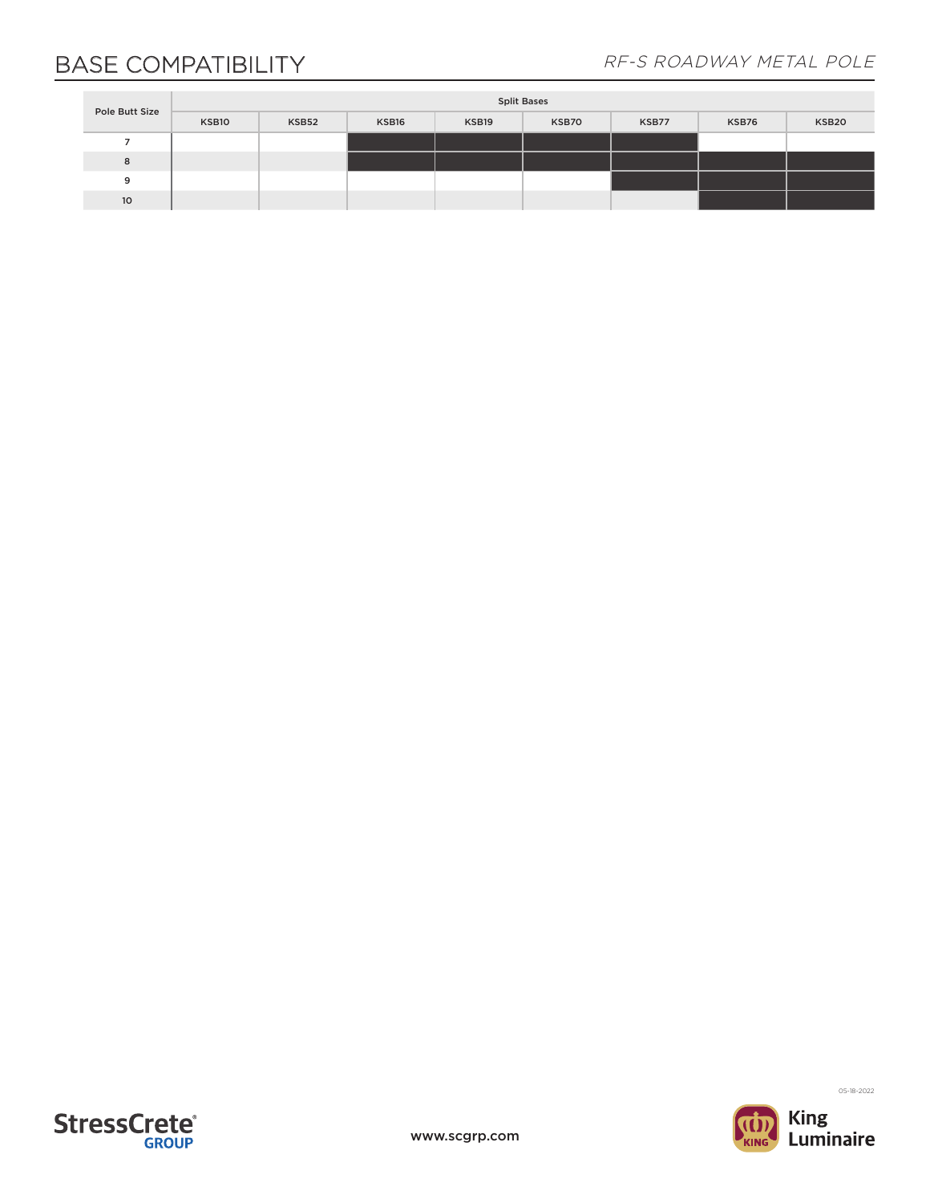# BASE COMPATIBILITY

| Pole Butt Size | Split Bases | | | | | | | |
|---|---|---|---|---|---|---|---|---|
| | KSB10 | KSB52 | KSB16 | KSB19 | KSB70 | KSB77 | KSB76 | KSB20 |
| 7 | | | ■ | ■ | ■ | ■ | | |
| 8 | | | ■ | ■ | ■ | ■ | ■ | ■ |
| 9 | | | | | | ■ | ■ | ■ |
| 10 | | | | | | | ■ | ■ |